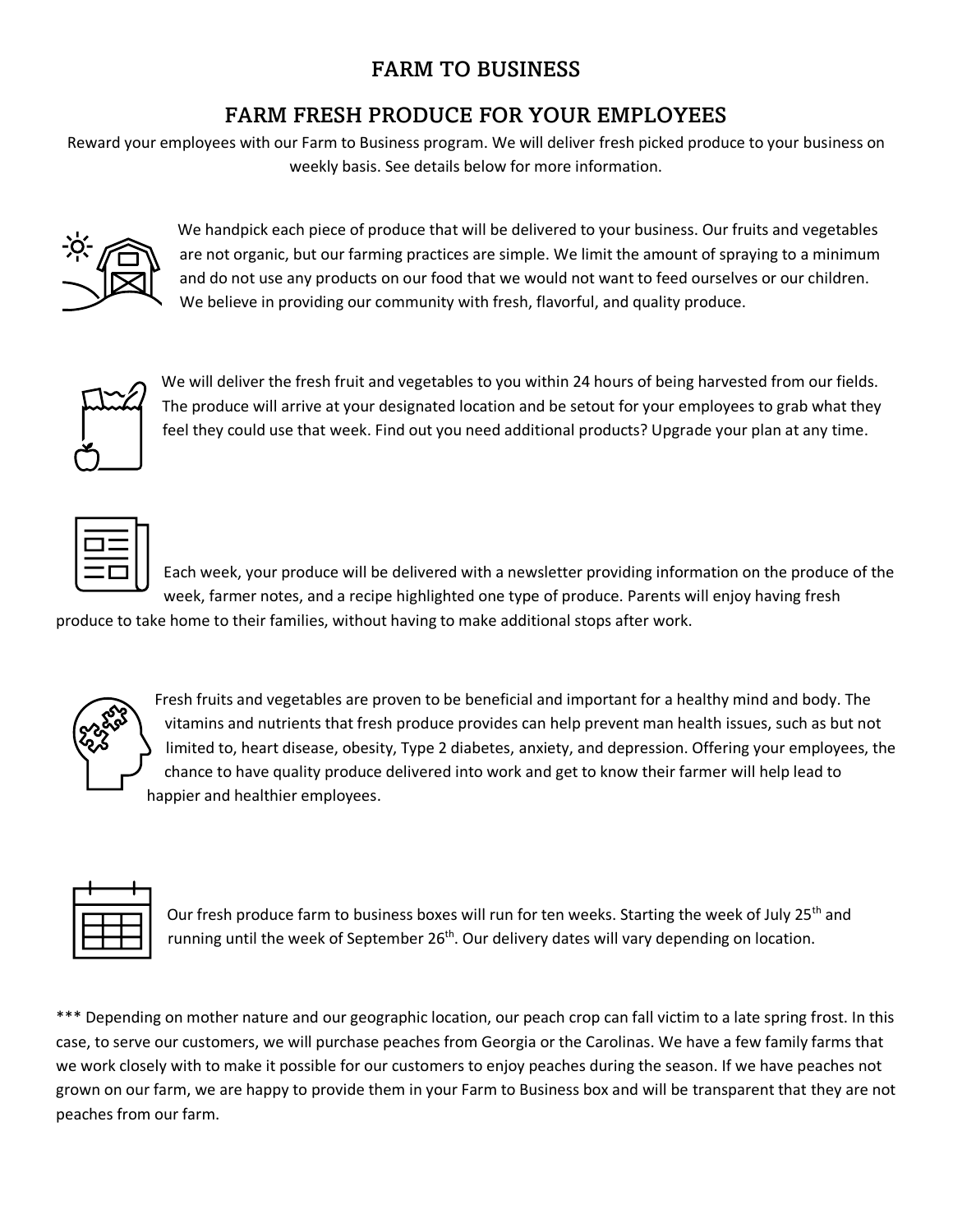# FARM TO BUSINESS

## FARM FRESH PRODUCE FOR YOUR EMPLOYEES

Reward your employees with our Farm to Business program. We will deliver fresh picked produce to your business on weekly basis. See details below for more information.

We handpick each piece of produce that will be delivered to your business. Our fruits and vegetables are not organic, but our farming practices are simple. We limit the amount of spraying to a minimum and do not use any products on our food that we would not want to feed ourselves or our children. We believe in providing our community with fresh, flavorful, and quality produce.

We will deliver the fresh fruit and vegetables to you within 24 hours of being harvested from our fields. The produce will arrive at your designated location and be setout for your employees to grab what they feel they could use that week. Find out you need additional products? Upgrade your plan at any time.

Each week, your produce will be delivered with a newsletter providing information on the produce of the week, farmer notes, and a recipe highlighted one type of produce. Parents will enjoy having fresh produce to take home to their families, without having to make additional stops after work.

Fresh fruits and vegetables are proven to be beneficial and important for a healthy mind and body. The vitamins and nutrients that fresh produce provides can help prevent man health issues, such as but not limited to, heart disease, obesity, Type 2 diabetes, anxiety, and depression. Offering your employees, the chance to have quality produce delivered into work and get to know their farmer will help lead to happier and healthier employees.

Our fresh produce farm to business boxes will run for ten weeks. Starting the week of July 25th and running until the week of September 26th. Our delivery dates will vary depending on location.

*** Depending on mother nature and our geographic location, our peach crop can fall victim to a late spring frost. In this case, to serve our customers, we will purchase peaches from Georgia or the Carolinas. We have a few family farms that we work closely with to make it possible for our customers to enjoy peaches during the season. If we have peaches not grown on our farm, we are happy to provide them in your Farm to Business box and will be transparent that they are not peaches from our farm.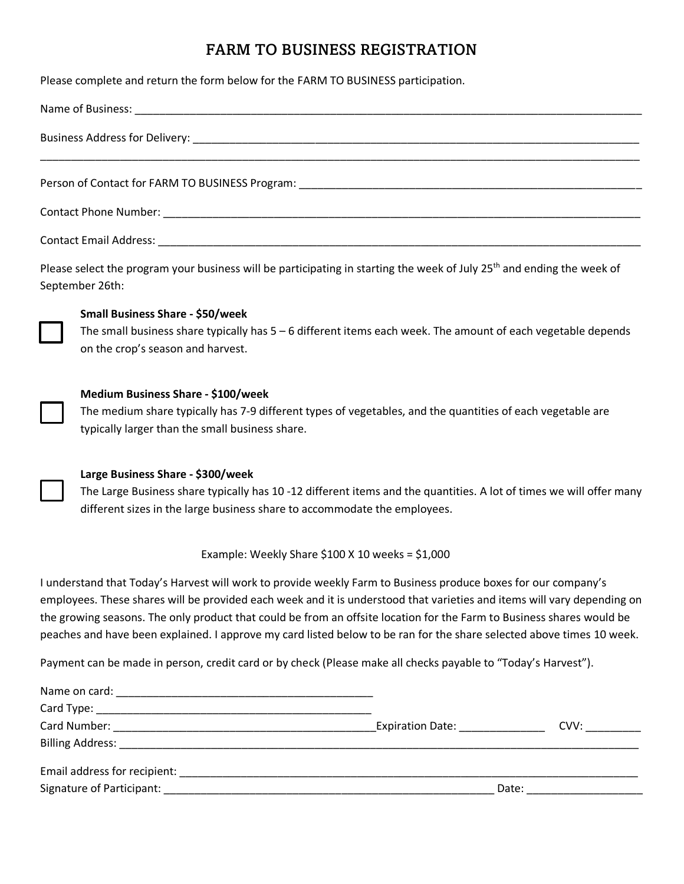# FARM TO BUSINESS REGISTRATION

Please complete and return the form below for the FARM TO BUSINESS participation.

Name of Business: ___________________________________________________________________________________

Business Address for Delivery: ___________________________________________________________________________

___________________________________________________________________________________________________

Person of Contact for FARM TO BUSINESS Program: _______________________________________________________

Contact Phone Number: _______________________________________________________________________________

Contact Email Address: _______________________________________________________________________________

Please select the program your business will be participating in starting the week of July 25th and ending the week of September 26th:

☐ **Small Business Share - $50/week**
The small business share typically has 5 – 6 different items each week. The amount of each vegetable depends on the crop's season and harvest.

☐ **Medium Business Share - $100/week**
The medium share typically has 7-9 different types of vegetables, and the quantities of each vegetable are typically larger than the small business share.

☐ **Large Business Share - $300/week**
The Large Business share typically has 10 -12 different items and the quantities. A lot of times we will offer many different sizes in the large business share to accommodate the employees.

Example: Weekly Share $100 X 10 weeks = $1,000

I understand that Today's Harvest will work to provide weekly Farm to Business produce boxes for our company's employees. These shares will be provided each week and it is understood that varieties and items will vary depending on the growing seasons. The only product that could be from an offsite location for the Farm to Business shares would be peaches and have been explained. I approve my card listed below to be ran for the share selected above times 10 week.

Payment can be made in person, credit card or by check (Please make all checks payable to "Today's Harvest").

Name on card: ___________________________________________

Card Type: ______________________________________________

Card Number: ____________________________________________ Expiration Date: ______________ CVV: _________

Billing Address: _____________________________________________________________________________________

Email address for recipient: ____________________________________________________________________________

Signature of Participant: ________________________________________________________ Date: ___________________